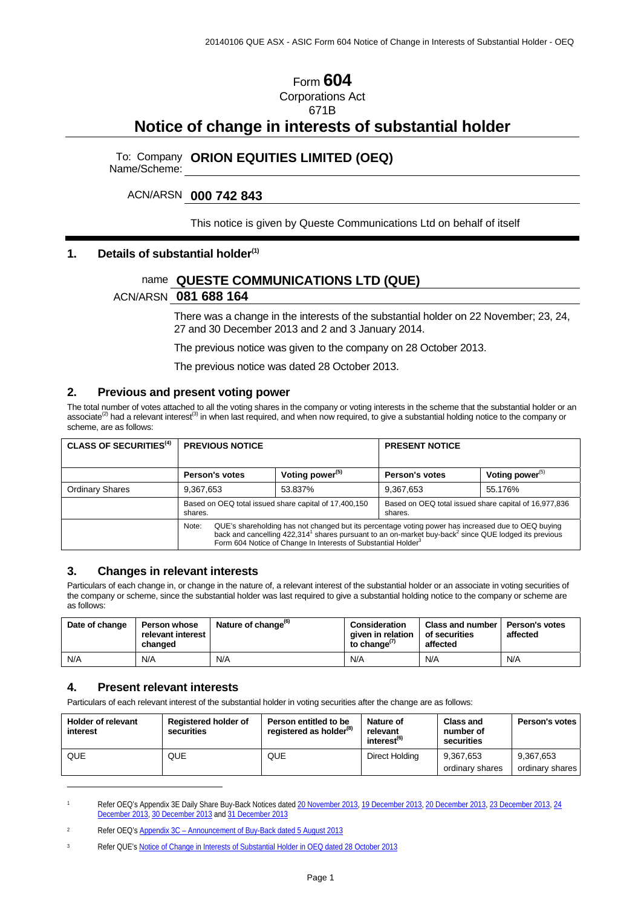# Form 604

Corporations Act

671B

# Notice of change in interests of substantial holder

To: Company Name/Scheme: **ORION EQUITIES LIMITED (OEQ)**

ACN/ARSN **000 742 843**

This notice is given by Queste Communications Ltd on behalf of itself

## 1. Details of substantial holder[(1)]

name **QUESTE COMMUNICATIONS LTD (QUE)**

ACN/ARSN **081 688 164**

There was a change in the interests of the substantial holder on 22 November; 23, 24, 27 and 30 December 2013 and 2 and 3 January 2014.

The previous notice was given to the company on 28 October 2013.

The previous notice was dated 28 October 2013.

## 2. Previous and present voting power

The total number of votes attached to all the voting shares in the company or voting interests in the scheme that the substantial holder or an associate[(2)] had a relevant interest[(3)] in when last required, and when now required, to give a substantial holding notice to the company or scheme, are as follows:

| CLASS OF SECURITIES[(4)] | PREVIOUS NOTICE | | PRESENT NOTICE | |
|---|---|---|---|---|
| | Person's votes | Voting power[(5)] | Person's votes | Voting power[(5)] |
| Ordinary Shares | 9,367,653 | 53.837% | 9,367,653 | 55.176% |
| | Based on OEQ total issued share capital of 17,400,150 shares. | | Based on OEQ total issued share capital of 16,977,836 shares. | |
| | Note: QUE's shareholding has not changed but its percentage voting power has increased due to OEQ buying back and cancelling 422,314[1] shares pursuant to an on-market buy-back[2] since QUE lodged its previous Form 604 Notice of Change In Interests of Substantial Holder[3] | | | |

## 3. Changes in relevant interests

Particulars of each change in, or change in the nature of, a relevant interest of the substantial holder or an associate in voting securities of the company or scheme, since the substantial holder was last required to give a substantial holding notice to the company or scheme are as follows:

| Date of change | Person whose relevant interest changed | Nature of change[(6)] | Consideration given in relation to change[(7)] | Class and number of securities affected | Person's votes affected |
|---|---|---|---|---|---|
| N/A | N/A | N/A | N/A | N/A | N/A |

## 4. Present relevant interests

Particulars of each relevant interest of the substantial holder in voting securities after the change are as follows:

| Holder of relevant interest | Registered holder of securities | Person entitled to be registered as holder[(8)] | Nature of relevant interest[(6)] | Class and number of securities | Person's votes |
|---|---|---|---|---|---|
| QUE | QUE | QUE | Direct Holding | 9,367,653 ordinary shares | 9,367,653 ordinary shares |

---

[1] Refer OEQ's Appendix 3E Daily Share Buy-Back Notices dated 20 November 2013, 19 December 2013, 20 December 2013, 23 December 2013, 24 December 2013, 30 December 2013 and 31 December 2013

[2] Refer OEQ's Appendix 3C – Announcement of Buy-Back dated 5 August 2013

[3] Refer QUE's Notice of Change in Interests of Substantial Holder in OEQ dated 28 October 2013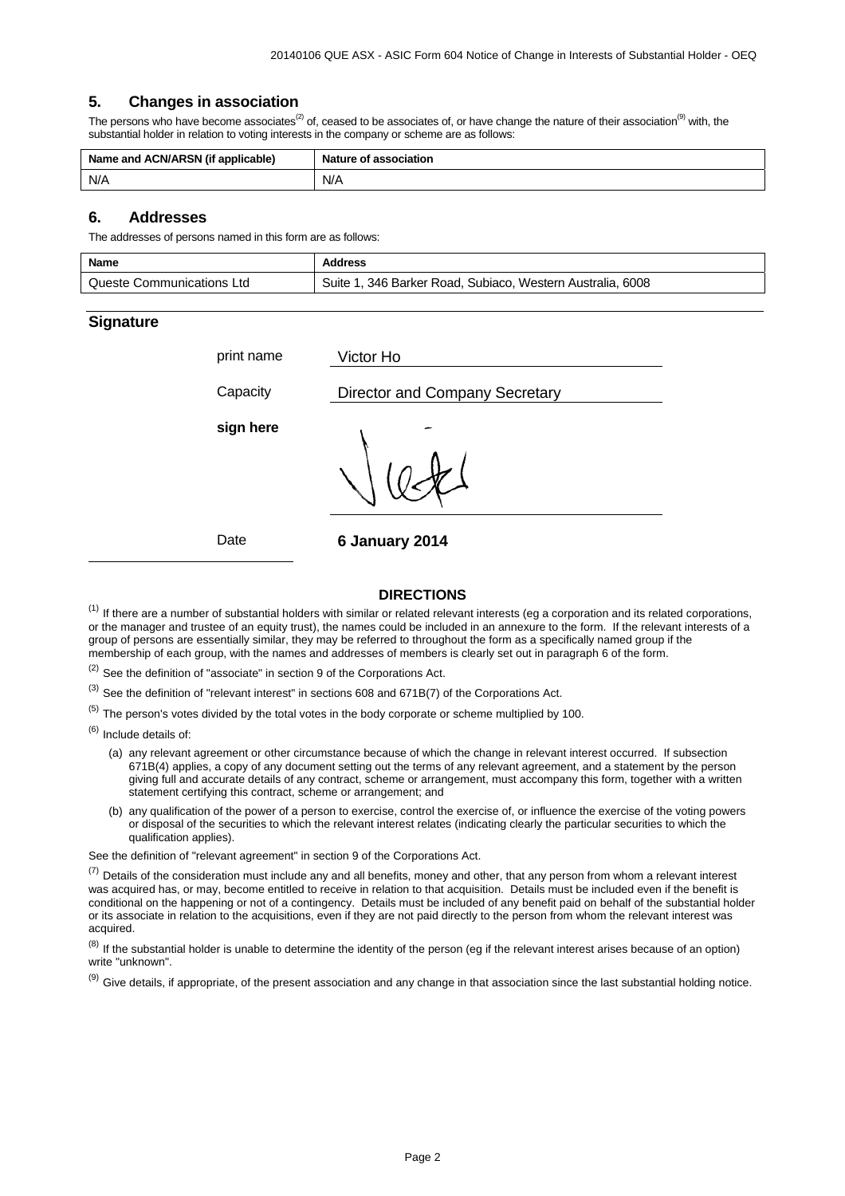## 5. Changes in association

The persons who have become associates[2] of, ceased to be associates of, or have change the nature of their association[9] with, the substantial holder in relation to voting interests in the company or scheme are as follows:

| Name and ACN/ARSN (if applicable) | Nature of association |
|---|---|
| N/A | N/A |

## 6. Addresses

The addresses of persons named in this form are as follows:

| Name | Address |
|---|---|
| Queste Communications Ltd | Suite 1, 346 Barker Road, Subiaco, Western Australia, 6008 |

## Signature

print name: Victor Ho

Capacity: Director and Company Secretary

**sign here**

Date: **6 January 2014**

### DIRECTIONS

[1] If there are a number of substantial holders with similar or related relevant interests (eg a corporation and its related corporations, or the manager and trustee of an equity trust), the names could be included in an annexure to the form. If the relevant interests of a group of persons are essentially similar, they may be referred to throughout the form as a specifically named group if the membership of each group, with the names and addresses of members is clearly set out in paragraph 6 of the form.

[2] See the definition of "associate" in section 9 of the Corporations Act.

[3] See the definition of "relevant interest" in sections 608 and 671B(7) of the Corporations Act.

[5] The person's votes divided by the total votes in the body corporate or scheme multiplied by 100.

[6] Include details of:

(a) any relevant agreement or other circumstance because of which the change in relevant interest occurred. If subsection 671B(4) applies, a copy of any document setting out the terms of any relevant agreement, and a statement by the person giving full and accurate details of any contract, scheme or arrangement, must accompany this form, together with a written statement certifying this contract, scheme or arrangement; and

(b) any qualification of the power of a person to exercise, control the exercise of, or influence the exercise of the voting powers or disposal of the securities to which the relevant interest relates (indicating clearly the particular securities to which the qualification applies).

See the definition of "relevant agreement" in section 9 of the Corporations Act.

[7] Details of the consideration must include any and all benefits, money and other, that any person from whom a relevant interest was acquired has, or may, become entitled to receive in relation to that acquisition. Details must be included even if the benefit is conditional on the happening or not of a contingency. Details must be included of any benefit paid on behalf of the substantial holder or its associate in relation to the acquisitions, even if they are not paid directly to the person from whom the relevant interest was acquired.

[8] If the substantial holder is unable to determine the identity of the person (eg if the relevant interest arises because of an option) write "unknown".

[9] Give details, if appropriate, of the present association and any change in that association since the last substantial holding notice.